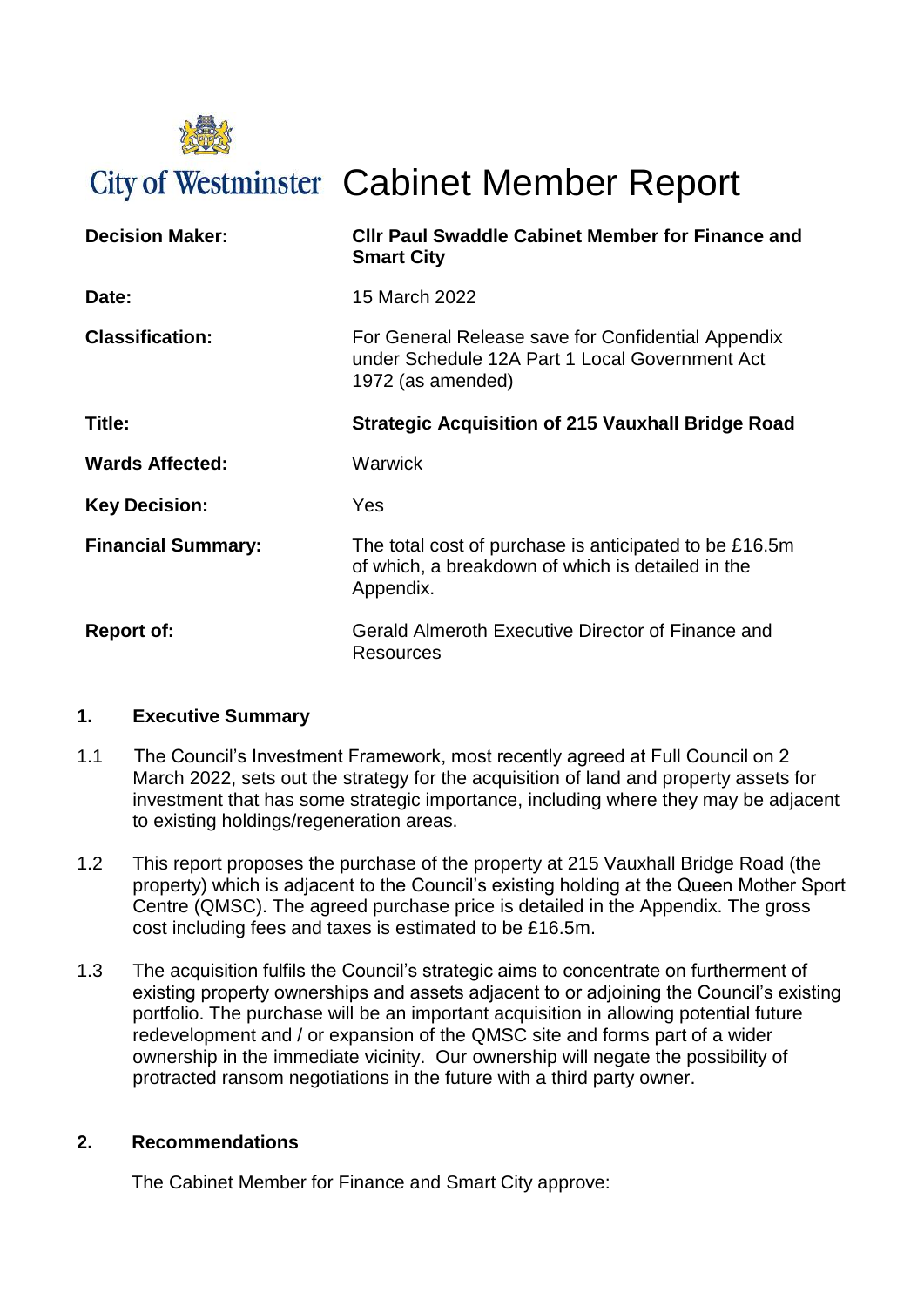City of Westminster **Cabinet Member Report**

| | |
|---|---|
| **Decision Maker:** | **Cllr Paul Swaddle Cabinet Member for Finance and Smart City** |
| **Date:** | 15 March 2022 |
| **Classification:** | For General Release save for Confidential Appendix under Schedule 12A Part 1 Local Government Act 1972 (as amended) |
| **Title:** | **Strategic Acquisition of 215 Vauxhall Bridge Road** |
| **Wards Affected:** | Warwick |
| **Key Decision:** | Yes |
| **Financial Summary:** | The total cost of purchase is anticipated to be £16.5m of which, a breakdown of which is detailed in the Appendix. |
| **Report of:** | Gerald Almeroth Executive Director of Finance and Resources |

## 1. Executive Summary

1.1 The Council's Investment Framework, most recently agreed at Full Council on 2 March 2022, sets out the strategy for the acquisition of land and property assets for investment that has some strategic importance, including where they may be adjacent to existing holdings/regeneration areas.

1.2 This report proposes the purchase of the property at 215 Vauxhall Bridge Road (the property) which is adjacent to the Council's existing holding at the Queen Mother Sport Centre (QMSC). The agreed purchase price is detailed in the Appendix. The gross cost including fees and taxes is estimated to be £16.5m.

1.3 The acquisition fulfils the Council's strategic aims to concentrate on furtherment of existing property ownerships and assets adjacent to or adjoining the Council's existing portfolio. The purchase will be an important acquisition in allowing potential future redevelopment and / or expansion of the QMSC site and forms part of a wider ownership in the immediate vicinity. Our ownership will negate the possibility of protracted ransom negotiations in the future with a third party owner.

## 2. Recommendations

The Cabinet Member for Finance and Smart City approve: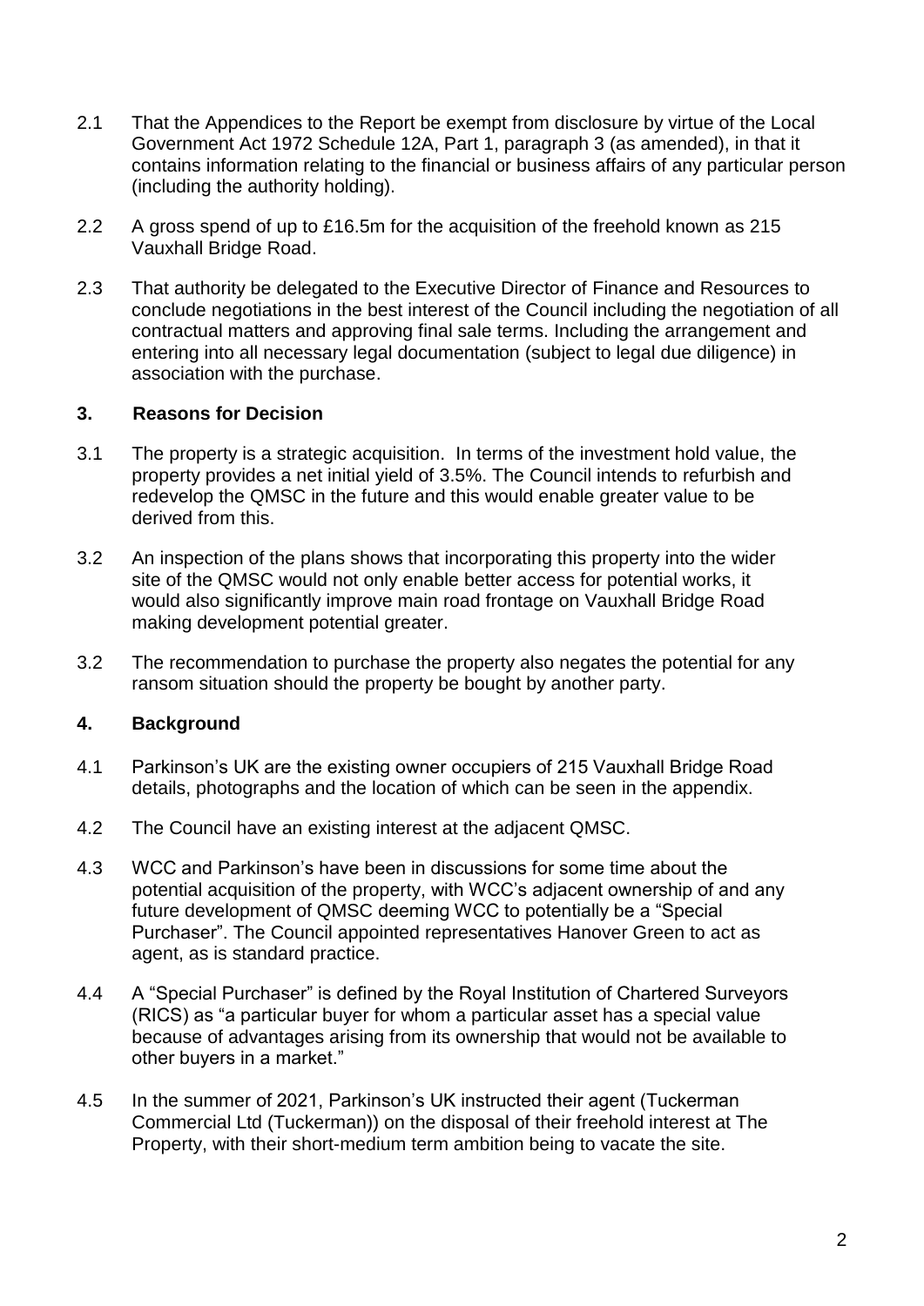2.1 That the Appendices to the Report be exempt from disclosure by virtue of the Local Government Act 1972 Schedule 12A, Part 1, paragraph 3 (as amended), in that it contains information relating to the financial or business affairs of any particular person (including the authority holding).

2.2 A gross spend of up to £16.5m for the acquisition of the freehold known as 215 Vauxhall Bridge Road.

2.3 That authority be delegated to the Executive Director of Finance and Resources to conclude negotiations in the best interest of the Council including the negotiation of all contractual matters and approving final sale terms. Including the arrangement and entering into all necessary legal documentation (subject to legal due diligence) in association with the purchase.

## 3. Reasons for Decision

3.1 The property is a strategic acquisition. In terms of the investment hold value, the property provides a net initial yield of 3.5%. The Council intends to refurbish and redevelop the QMSC in the future and this would enable greater value to be derived from this.

3.2 An inspection of the plans shows that incorporating this property into the wider site of the QMSC would not only enable better access for potential works, it would also significantly improve main road frontage on Vauxhall Bridge Road making development potential greater.

3.2 The recommendation to purchase the property also negates the potential for any ransom situation should the property be bought by another party.

## 4. Background

4.1 Parkinson's UK are the existing owner occupiers of 215 Vauxhall Bridge Road details, photographs and the location of which can be seen in the appendix.

4.2 The Council have an existing interest at the adjacent QMSC.

4.3 WCC and Parkinson's have been in discussions for some time about the potential acquisition of the property, with WCC's adjacent ownership of and any future development of QMSC deeming WCC to potentially be a "Special Purchaser". The Council appointed representatives Hanover Green to act as agent, as is standard practice.

4.4 A "Special Purchaser" is defined by the Royal Institution of Chartered Surveyors (RICS) as "a particular buyer for whom a particular asset has a special value because of advantages arising from its ownership that would not be available to other buyers in a market."

4.5 In the summer of 2021, Parkinson's UK instructed their agent (Tuckerman Commercial Ltd (Tuckerman)) on the disposal of their freehold interest at The Property, with their short-medium term ambition being to vacate the site.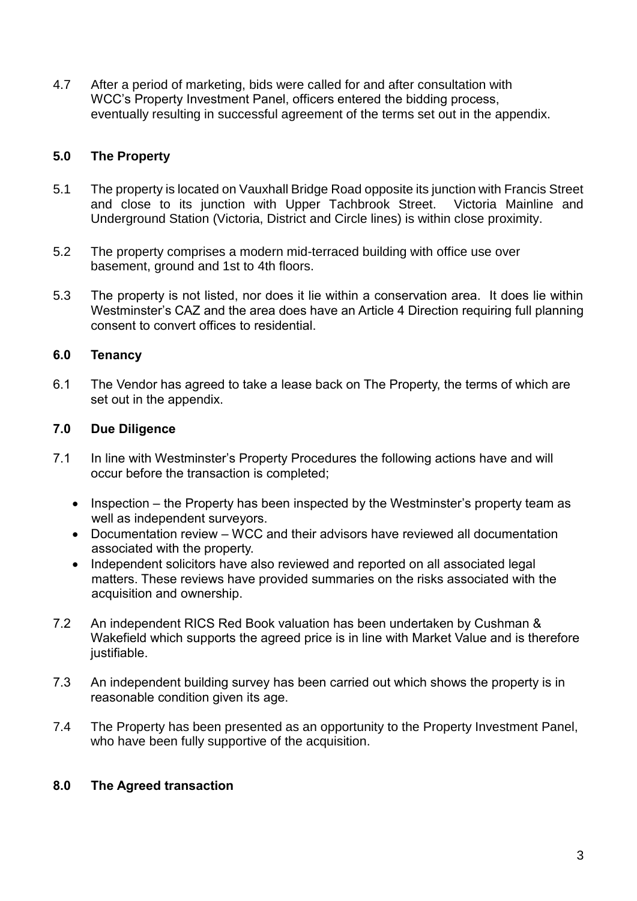4.7 After a period of marketing, bids were called for and after consultation with WCC's Property Investment Panel, officers entered the bidding process, eventually resulting in successful agreement of the terms set out in the appendix.

## 5.0 The Property

5.1 The property is located on Vauxhall Bridge Road opposite its junction with Francis Street and close to its junction with Upper Tachbrook Street. Victoria Mainline and Underground Station (Victoria, District and Circle lines) is within close proximity.

5.2 The property comprises a modern mid-terraced building with office use over basement, ground and 1st to 4th floors.

5.3 The property is not listed, nor does it lie within a conservation area. It does lie within Westminster's CAZ and the area does have an Article 4 Direction requiring full planning consent to convert offices to residential.

## 6.0 Tenancy

6.1 The Vendor has agreed to take a lease back on The Property, the terms of which are set out in the appendix.

## 7.0 Due Diligence

7.1 In line with Westminster's Property Procedures the following actions have and will occur before the transaction is completed;

- Inspection – the Property has been inspected by the Westminster's property team as well as independent surveyors.
- Documentation review – WCC and their advisors have reviewed all documentation associated with the property.
- Independent solicitors have also reviewed and reported on all associated legal matters. These reviews have provided summaries on the risks associated with the acquisition and ownership.

7.2 An independent RICS Red Book valuation has been undertaken by Cushman & Wakefield which supports the agreed price is in line with Market Value and is therefore justifiable.

7.3 An independent building survey has been carried out which shows the property is in reasonable condition given its age.

7.4 The Property has been presented as an opportunity to the Property Investment Panel, who have been fully supportive of the acquisition.

## 8.0 The Agreed transaction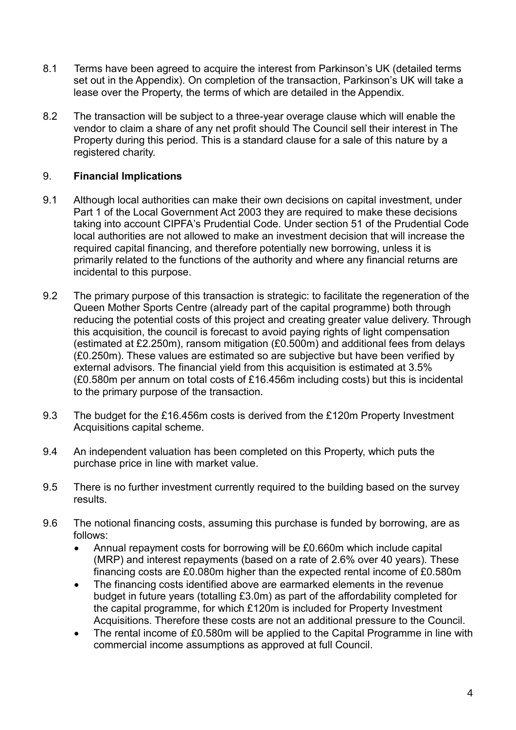8.1 Terms have been agreed to acquire the interest from Parkinson's UK (detailed terms set out in the Appendix). On completion of the transaction, Parkinson's UK will take a lease over the Property, the terms of which are detailed in the Appendix.

8.2 The transaction will be subject to a three-year overage clause which will enable the vendor to claim a share of any net profit should The Council sell their interest in The Property during this period. This is a standard clause for a sale of this nature by a registered charity.

## 9. **Financial Implications**

9.1 Although local authorities can make their own decisions on capital investment, under Part 1 of the Local Government Act 2003 they are required to make these decisions taking into account CIPFA's Prudential Code. Under section 51 of the Prudential Code local authorities are not allowed to make an investment decision that will increase the required capital financing, and therefore potentially new borrowing, unless it is primarily related to the functions of the authority and where any financial returns are incidental to this purpose.

9.2 The primary purpose of this transaction is strategic: to facilitate the regeneration of the Queen Mother Sports Centre (already part of the capital programme) both through reducing the potential costs of this project and creating greater value delivery. Through this acquisition, the council is forecast to avoid paying rights of light compensation (estimated at £2.250m), ransom mitigation (£0.500m) and additional fees from delays (£0.250m). These values are estimated so are subjective but have been verified by external advisors. The financial yield from this acquisition is estimated at 3.5% (£0.580m per annum on total costs of £16.456m including costs) but this is incidental to the primary purpose of the transaction.

9.3 The budget for the £16.456m costs is derived from the £120m Property Investment Acquisitions capital scheme.

9.4 An independent valuation has been completed on this Property, which puts the purchase price in line with market value.

9.5 There is no further investment currently required to the building based on the survey results.

9.6 The notional financing costs, assuming this purchase is funded by borrowing, are as follows:

- Annual repayment costs for borrowing will be £0.660m which include capital (MRP) and interest repayments (based on a rate of 2.6% over 40 years). These financing costs are £0.080m higher than the expected rental income of £0.580m
- The financing costs identified above are earmarked elements in the revenue budget in future years (totalling £3.0m) as part of the affordability completed for the capital programme, for which £120m is included for Property Investment Acquisitions. Therefore these costs are not an additional pressure to the Council.
- The rental income of £0.580m will be applied to the Capital Programme in line with commercial income assumptions as approved at full Council.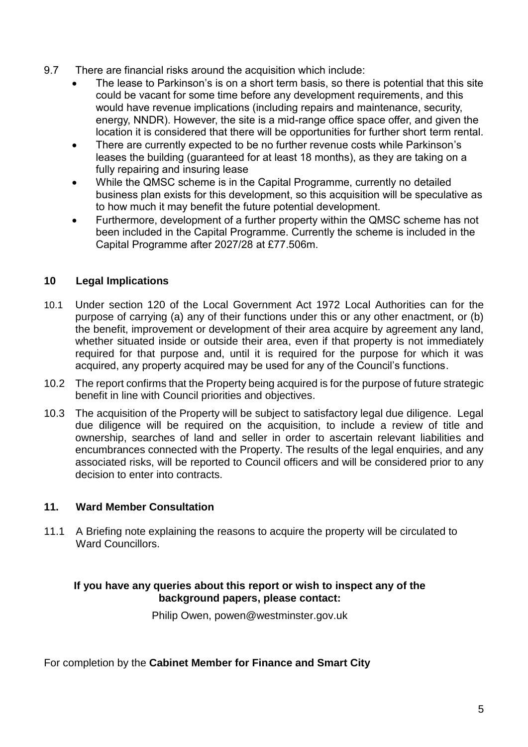9.7 There are financial risks around the acquisition which include:

- The lease to Parkinson's is on a short term basis, so there is potential that this site could be vacant for some time before any development requirements, and this would have revenue implications (including repairs and maintenance, security, energy, NNDR). However, the site is a mid-range office space offer, and given the location it is considered that there will be opportunities for further short term rental.
- There are currently expected to be no further revenue costs while Parkinson's leases the building (guaranteed for at least 18 months), as they are taking on a fully repairing and insuring lease
- While the QMSC scheme is in the Capital Programme, currently no detailed business plan exists for this development, so this acquisition will be speculative as to how much it may benefit the future potential development.
- Furthermore, development of a further property within the QMSC scheme has not been included in the Capital Programme. Currently the scheme is included in the Capital Programme after 2027/28 at £77.506m.

## 10 Legal Implications

10.1 Under section 120 of the Local Government Act 1972 Local Authorities can for the purpose of carrying (a) any of their functions under this or any other enactment, or (b) the benefit, improvement or development of their area acquire by agreement any land, whether situated inside or outside their area, even if that property is not immediately required for that purpose and, until it is required for the purpose for which it was acquired, any property acquired may be used for any of the Council's functions.

10.2 The report confirms that the Property being acquired is for the purpose of future strategic benefit in line with Council priorities and objectives.

10.3 The acquisition of the Property will be subject to satisfactory legal due diligence. Legal due diligence will be required on the acquisition, to include a review of title and ownership, searches of land and seller in order to ascertain relevant liabilities and encumbrances connected with the Property. The results of the legal enquiries, and any associated risks, will be reported to Council officers and will be considered prior to any decision to enter into contracts.

## 11. Ward Member Consultation

11.1 A Briefing note explaining the reasons to acquire the property will be circulated to Ward Councillors.

**If you have any queries about this report or wish to inspect any of the background papers, please contact:**

Philip Owen, powen@westminster.gov.uk

For completion by the **Cabinet Member for Finance and Smart City**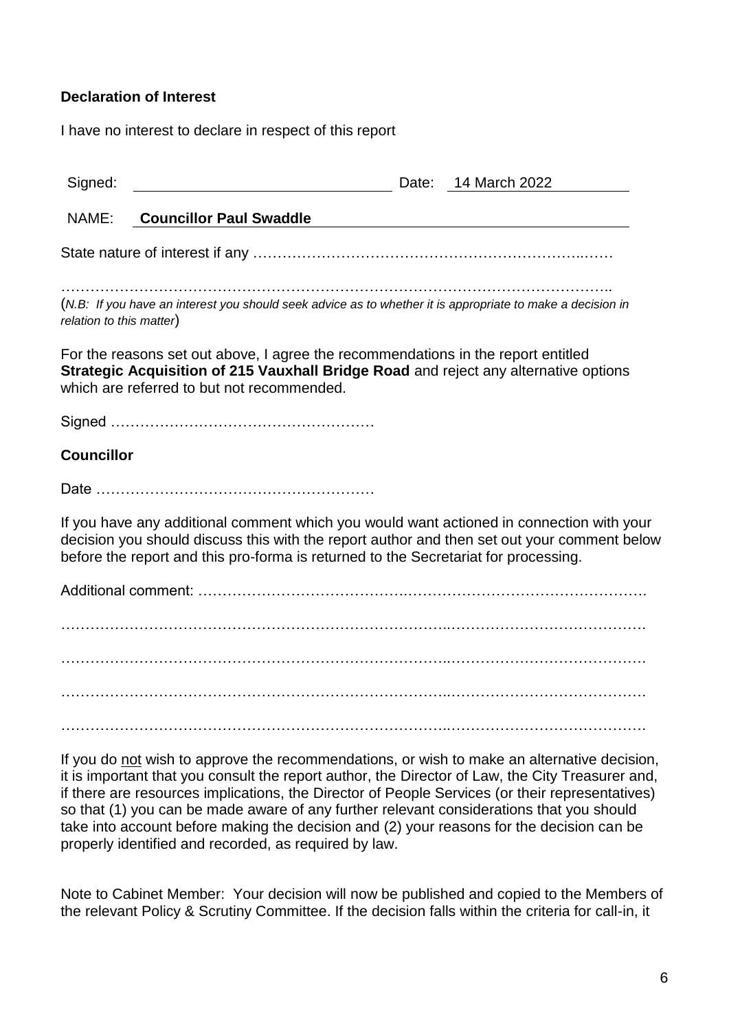**Declaration of Interest**

I have no interest to declare in respect of this report

| Signed: | | Date: | 14 March 2022 |
|---|---|---|---|
| NAME: | **Councillor Paul Swaddle** | | |

State nature of interest if any …………………………………………………………..……

…………………………………………………………………………………………………..

(*N.B: If you have an interest you should seek advice as to whether it is appropriate to make a decision in relation to this matter*)

For the reasons set out above, I agree the recommendations in the report entitled **Strategic Acquisition of 215 Vauxhall Bridge Road** and reject any alternative options which are referred to but not recommended.

Signed ………………………………………………

**Councillor**

Date …………………………………………………

If you have any additional comment which you would want actioned in connection with your decision you should discuss this with the report author and then set out your comment below before the report and this pro-forma is returned to the Secretariat for processing.

Additional comment: …………………………………….…………………………………………

……………………………………………………………………..…………………………………

……………………………………………………………………..…………………………………

……………………………………………………………………..…………………………………

……………………………………………………………………..…………………………………

If you do not wish to approve the recommendations, or wish to make an alternative decision, it is important that you consult the report author, the Director of Law, the City Treasurer and, if there are resources implications, the Director of People Services (or their representatives) so that (1) you can be made aware of any further relevant considerations that you should take into account before making the decision and (2) your reasons for the decision can be properly identified and recorded, as required by law.

Note to Cabinet Member: Your decision will now be published and copied to the Members of the relevant Policy & Scrutiny Committee. If the decision falls within the criteria for call-in, it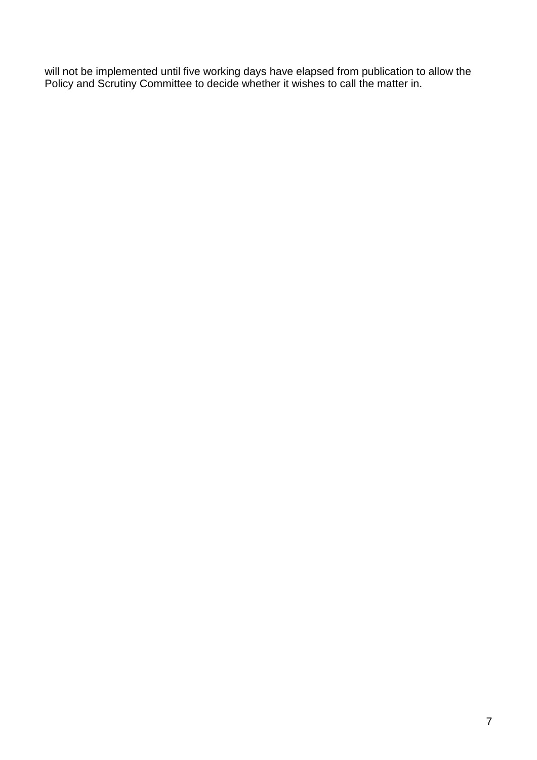will not be implemented until five working days have elapsed from publication to allow the Policy and Scrutiny Committee to decide whether it wishes to call the matter in.